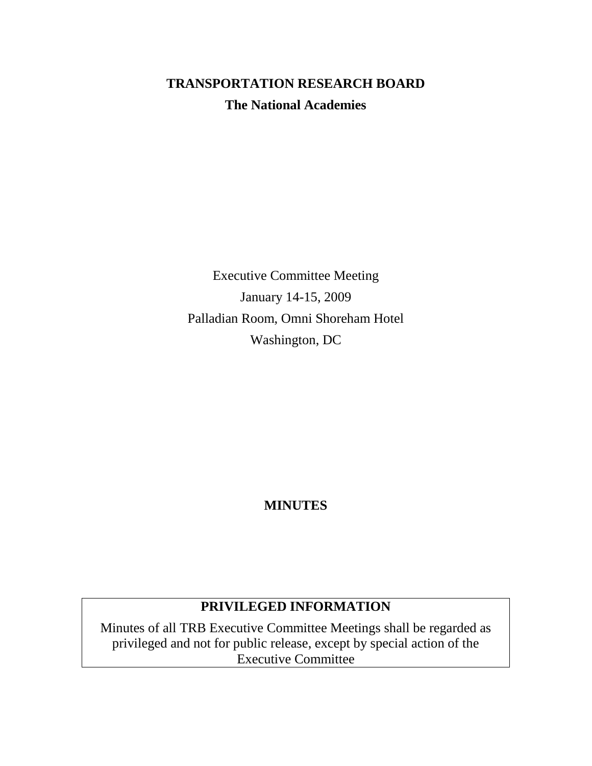# TRANSPORTATION RESEARCH BOARD

**The National Academies**

Executive Committee Meeting

January 14-15, 2009

Palladian Room, Omni Shoreham Hotel

Washington, DC

**MINUTES**

**PRIVILEGED INFORMATION**

Minutes of all TRB Executive Committee Meetings shall be regarded as privileged and not for public release, except by special action of the Executive Committee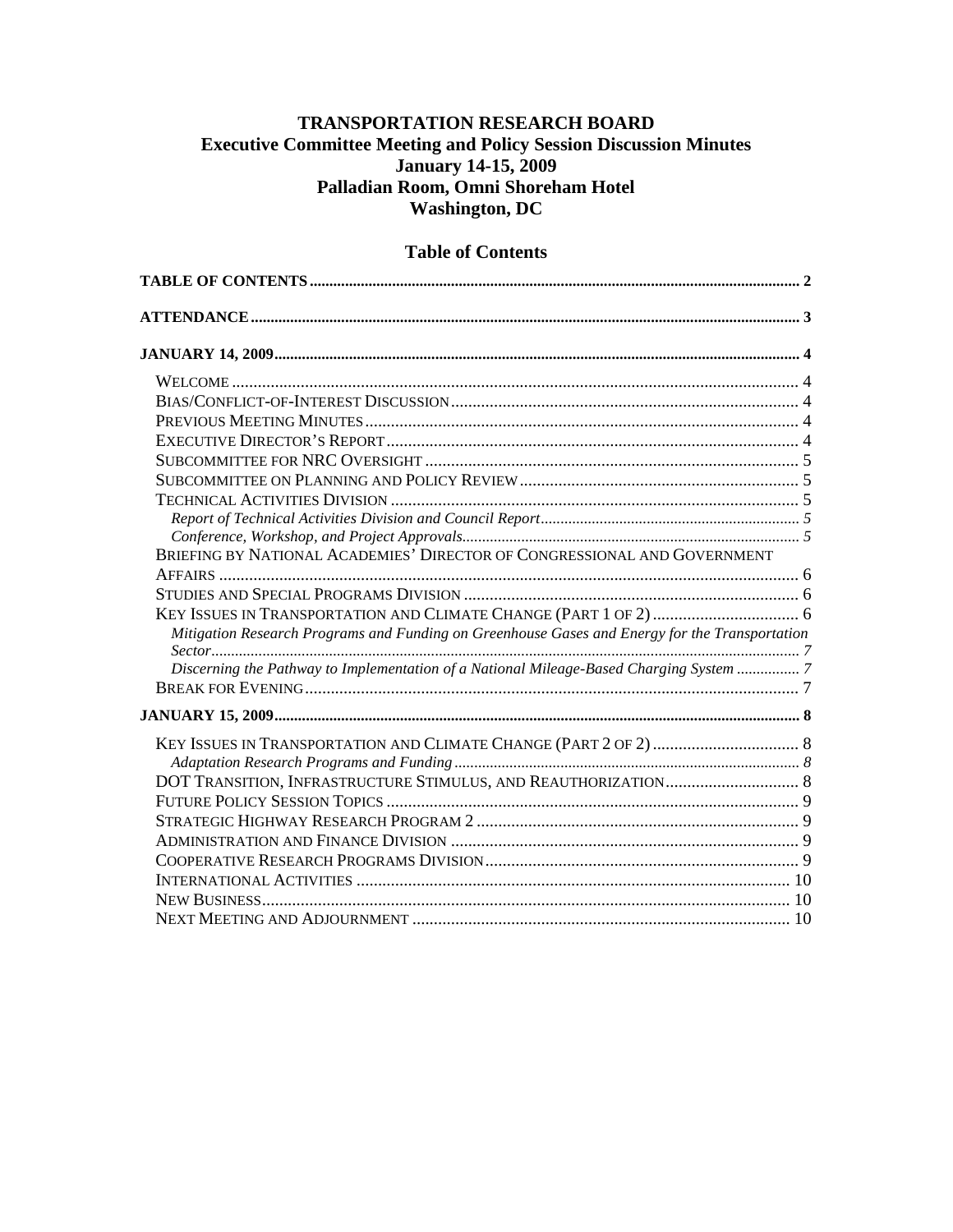# TRANSPORTATION RESEARCH BOARD
## Executive Committee Meeting and Policy Session Discussion Minutes
## January 14-15, 2009
## Palladian Room, Omni Shoreham Hotel
## Washington, DC

### Table of Contents

**TABLE OF CONTENTS** ..... 2

**ATTENDANCE** ..... 3

**JANUARY 14, 2009** ..... 4

- WELCOME ..... 4
- BIAS/CONFLICT-OF-INTEREST DISCUSSION ..... 4
- PREVIOUS MEETING MINUTES ..... 4
- EXECUTIVE DIRECTOR'S REPORT ..... 4
- SUBCOMMITTEE FOR NRC OVERSIGHT ..... 5
- SUBCOMMITTEE ON PLANNING AND POLICY REVIEW ..... 5
- TECHNICAL ACTIVITIES DIVISION ..... 5
  - *Report of Technical Activities Division and Council Report* ..... 5
  - *Conference, Workshop, and Project Approvals* ..... 5
- BRIEFING BY NATIONAL ACADEMIES' DIRECTOR OF CONGRESSIONAL AND GOVERNMENT AFFAIRS ..... 6
- STUDIES AND SPECIAL PROGRAMS DIVISION ..... 6
- KEY ISSUES IN TRANSPORTATION AND CLIMATE CHANGE (PART 1 OF 2) ..... 6
  - *Mitigation Research Programs and Funding on Greenhouse Gases and Energy for the Transportation Sector* ..... 7
  - *Discerning the Pathway to Implementation of a National Mileage-Based Charging System* ..... 7
- BREAK FOR EVENING ..... 7

**JANUARY 15, 2009** ..... 8

- KEY ISSUES IN TRANSPORTATION AND CLIMATE CHANGE (PART 2 OF 2) ..... 8
  - *Adaptation Research Programs and Funding* ..... 8
- DOT TRANSITION, INFRASTRUCTURE STIMULUS, AND REAUTHORIZATION ..... 8
- FUTURE POLICY SESSION TOPICS ..... 9
- STRATEGIC HIGHWAY RESEARCH PROGRAM 2 ..... 9
- ADMINISTRATION AND FINANCE DIVISION ..... 9
- COOPERATIVE RESEARCH PROGRAMS DIVISION ..... 9
- INTERNATIONAL ACTIVITIES ..... 10
- NEW BUSINESS ..... 10
- NEXT MEETING AND ADJOURNMENT ..... 10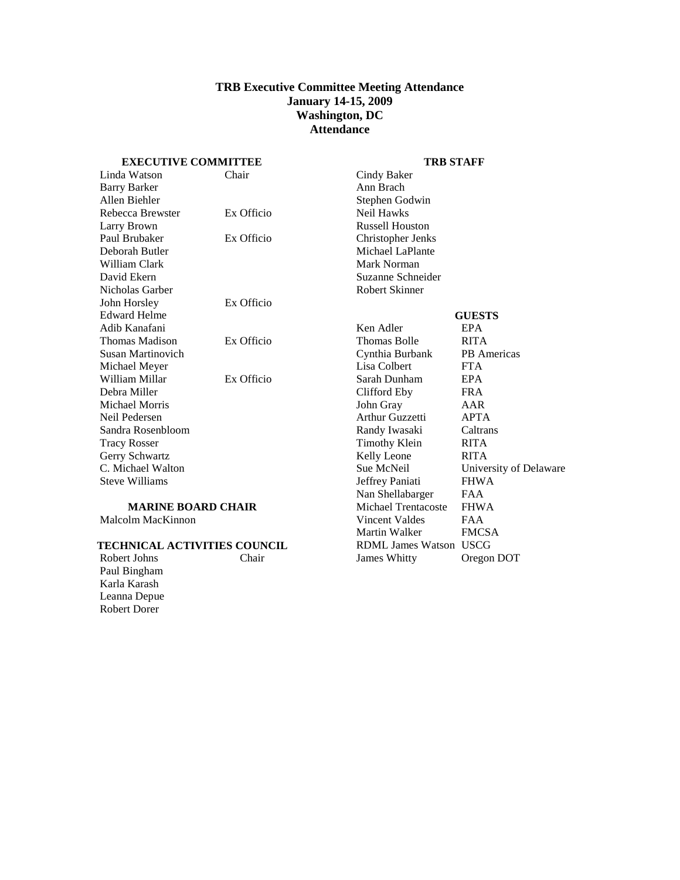# TRB Executive Committee Meeting Attendance
## January 14-15, 2009
## Washington, DC
## Attendance

### EXECUTIVE COMMITTEE

| Name | Role |
|---|---|
| Linda Watson | Chair |
| Barry Barker | |
| Allen Biehler | |
| Rebecca Brewster | Ex Officio |
| Larry Brown | |
| Paul Brubaker | Ex Officio |
| Deborah Butler | |
| William Clark | |
| David Ekern | |
| Nicholas Garber | |
| John Horsley | Ex Officio |
| Edward Helme | |
| Adib Kanafani | |
| Thomas Madison | Ex Officio |
| Susan Martinovich | |
| Michael Meyer | |
| William Millar | Ex Officio |
| Debra Miller | |
| Michael Morris | |
| Neil Pedersen | |
| Sandra Rosenbloom | |
| Tracy Rosser | |
| Gerry Schwartz | |
| C. Michael Walton | |
| Steve Williams | |

### MARINE BOARD CHAIR

Malcolm MacKinnon

### TECHNICAL ACTIVITIES COUNCIL

| Name | Role |
|---|---|
| Robert Johns | Chair |
| Paul Bingham | |
| Karla Karash | |
| Leanna Depue | |
| Robert Dorer | |

### TRB STAFF

Cindy Baker
Ann Brach
Stephen Godwin
Neil Hawks
Russell Houston
Christopher Jenks
Michael LaPlante
Mark Norman
Suzanne Schneider
Robert Skinner

### GUESTS

| Name | Organization |
|---|---|
| Ken Adler | EPA |
| Thomas Bolle | RITA |
| Cynthia Burbank | PB Americas |
| Lisa Colbert | FTA |
| Sarah Dunham | EPA |
| Clifford Eby | FRA |
| John Gray | AAR |
| Arthur Guzzetti | APTA |
| Randy Iwasaki | Caltrans |
| Timothy Klein | RITA |
| Kelly Leone | RITA |
| Sue McNeil | University of Delaware |
| Jeffrey Paniati | FHWA |
| Nan Shellabarger | FAA |
| Michael Trentacoste | FHWA |
| Vincent Valdes | FAA |
| Martin Walker | FMCSA |
| RDML James Watson | USCG |
| James Whitty | Oregon DOT |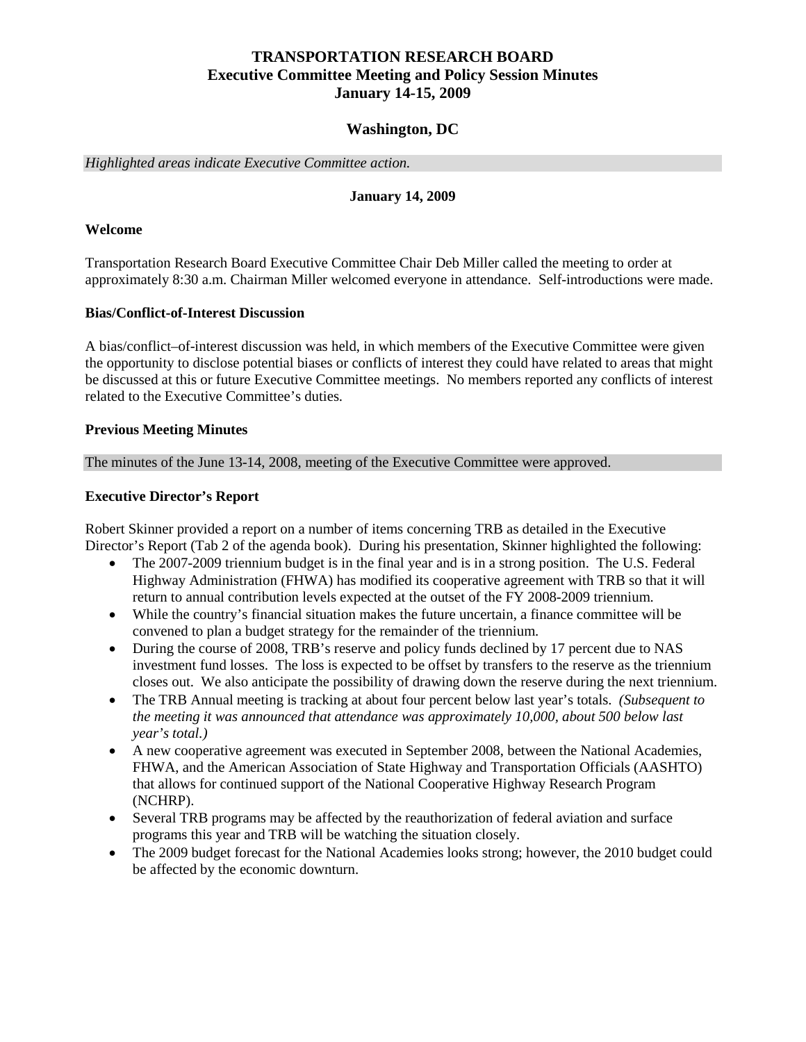# TRANSPORTATION RESEARCH BOARD
## Executive Committee Meeting and Policy Session Minutes
## January 14-15, 2009

## Washington, DC

*Highlighted areas indicate Executive Committee action.*

**January 14, 2009**

### Welcome

Transportation Research Board Executive Committee Chair Deb Miller called the meeting to order at approximately 8:30 a.m. Chairman Miller welcomed everyone in attendance. Self-introductions were made.

### Bias/Conflict-of-Interest Discussion

A bias/conflict–of-interest discussion was held, in which members of the Executive Committee were given the opportunity to disclose potential biases or conflicts of interest they could have related to areas that might be discussed at this or future Executive Committee meetings. No members reported any conflicts of interest related to the Executive Committee's duties.

### Previous Meeting Minutes

The minutes of the June 13-14, 2008, meeting of the Executive Committee were approved.

### Executive Director's Report

Robert Skinner provided a report on a number of items concerning TRB as detailed in the Executive Director's Report (Tab 2 of the agenda book). During his presentation, Skinner highlighted the following:

- The 2007-2009 triennium budget is in the final year and is in a strong position. The U.S. Federal Highway Administration (FHWA) has modified its cooperative agreement with TRB so that it will return to annual contribution levels expected at the outset of the FY 2008-2009 triennium.
- While the country's financial situation makes the future uncertain, a finance committee will be convened to plan a budget strategy for the remainder of the triennium.
- During the course of 2008, TRB's reserve and policy funds declined by 17 percent due to NAS investment fund losses. The loss is expected to be offset by transfers to the reserve as the triennium closes out. We also anticipate the possibility of drawing down the reserve during the next triennium.
- The TRB Annual meeting is tracking at about four percent below last year's totals. *(Subsequent to the meeting it was announced that attendance was approximately 10,000, about 500 below last year's total.)*
- A new cooperative agreement was executed in September 2008, between the National Academies, FHWA, and the American Association of State Highway and Transportation Officials (AASHTO) that allows for continued support of the National Cooperative Highway Research Program (NCHRP).
- Several TRB programs may be affected by the reauthorization of federal aviation and surface programs this year and TRB will be watching the situation closely.
- The 2009 budget forecast for the National Academies looks strong; however, the 2010 budget could be affected by the economic downturn.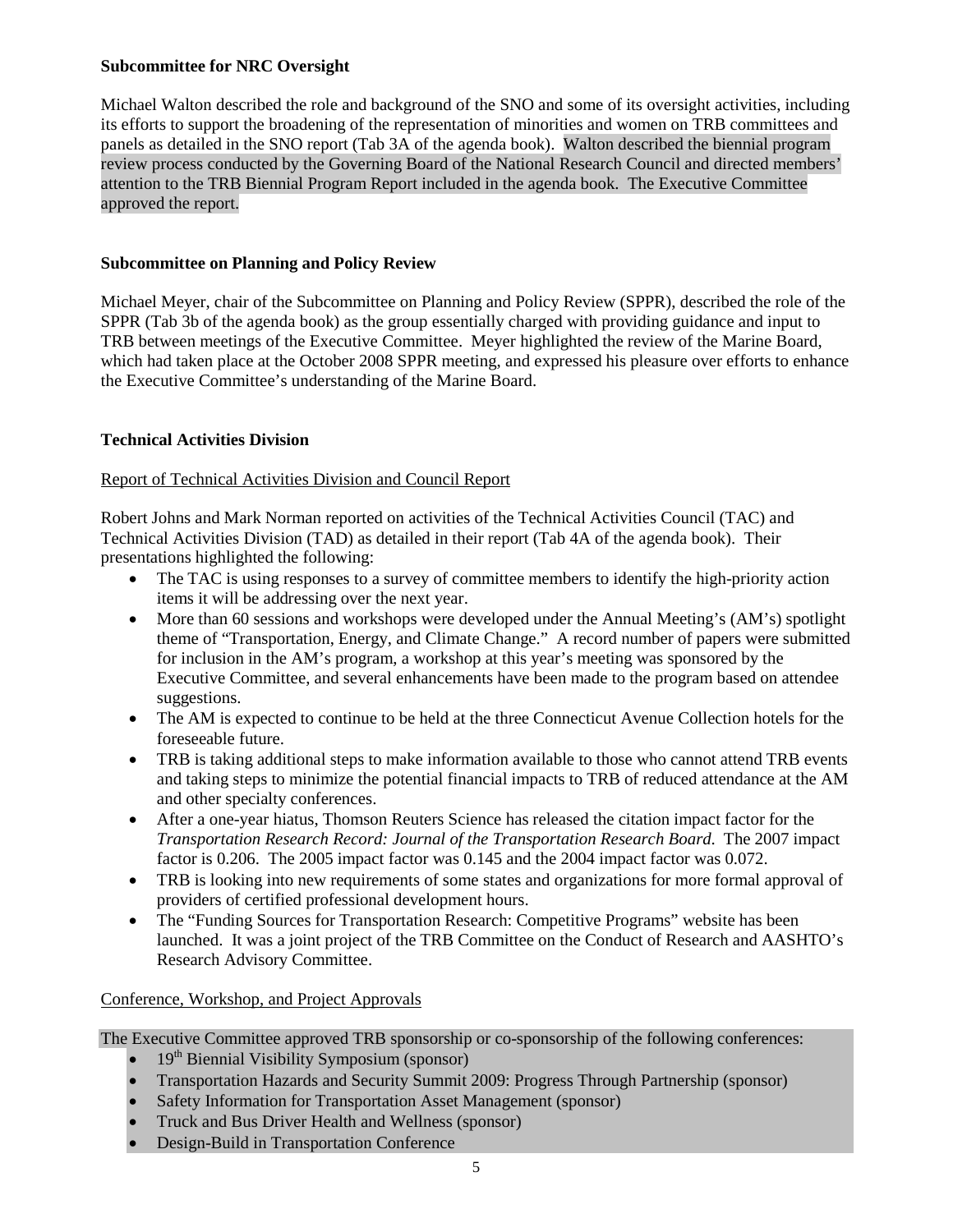**Subcommittee for NRC Oversight**

Michael Walton described the role and background of the SNO and some of its oversight activities, including its efforts to support the broadening of the representation of minorities and women on TRB committees and panels as detailed in the SNO report (Tab 3A of the agenda book). Walton described the biennial program review process conducted by the Governing Board of the National Research Council and directed members' attention to the TRB Biennial Program Report included in the agenda book. The Executive Committee approved the report.

**Subcommittee on Planning and Policy Review**

Michael Meyer, chair of the Subcommittee on Planning and Policy Review (SPPR), described the role of the SPPR (Tab 3b of the agenda book) as the group essentially charged with providing guidance and input to TRB between meetings of the Executive Committee. Meyer highlighted the review of the Marine Board, which had taken place at the October 2008 SPPR meeting, and expressed his pleasure over efforts to enhance the Executive Committee's understanding of the Marine Board.

**Technical Activities Division**

Report of Technical Activities Division and Council Report

Robert Johns and Mark Norman reported on activities of the Technical Activities Council (TAC) and Technical Activities Division (TAD) as detailed in their report (Tab 4A of the agenda book). Their presentations highlighted the following:

- The TAC is using responses to a survey of committee members to identify the high-priority action items it will be addressing over the next year.
- More than 60 sessions and workshops were developed under the Annual Meeting's (AM's) spotlight theme of "Transportation, Energy, and Climate Change." A record number of papers were submitted for inclusion in the AM's program, a workshop at this year's meeting was sponsored by the Executive Committee, and several enhancements have been made to the program based on attendee suggestions.
- The AM is expected to continue to be held at the three Connecticut Avenue Collection hotels for the foreseeable future.
- TRB is taking additional steps to make information available to those who cannot attend TRB events and taking steps to minimize the potential financial impacts to TRB of reduced attendance at the AM and other specialty conferences.
- After a one-year hiatus, Thomson Reuters Science has released the citation impact factor for the *Transportation Research Record: Journal of the Transportation Research Board*. The 2007 impact factor is 0.206. The 2005 impact factor was 0.145 and the 2004 impact factor was 0.072.
- TRB is looking into new requirements of some states and organizations for more formal approval of providers of certified professional development hours.
- The "Funding Sources for Transportation Research: Competitive Programs" website has been launched. It was a joint project of the TRB Committee on the Conduct of Research and AASHTO's Research Advisory Committee.

Conference, Workshop, and Project Approvals

The Executive Committee approved TRB sponsorship or co-sponsorship of the following conferences:

- 19th Biennial Visibility Symposium (sponsor)
- Transportation Hazards and Security Summit 2009: Progress Through Partnership (sponsor)
- Safety Information for Transportation Asset Management (sponsor)
- Truck and Bus Driver Health and Wellness (sponsor)
- Design-Build in Transportation Conference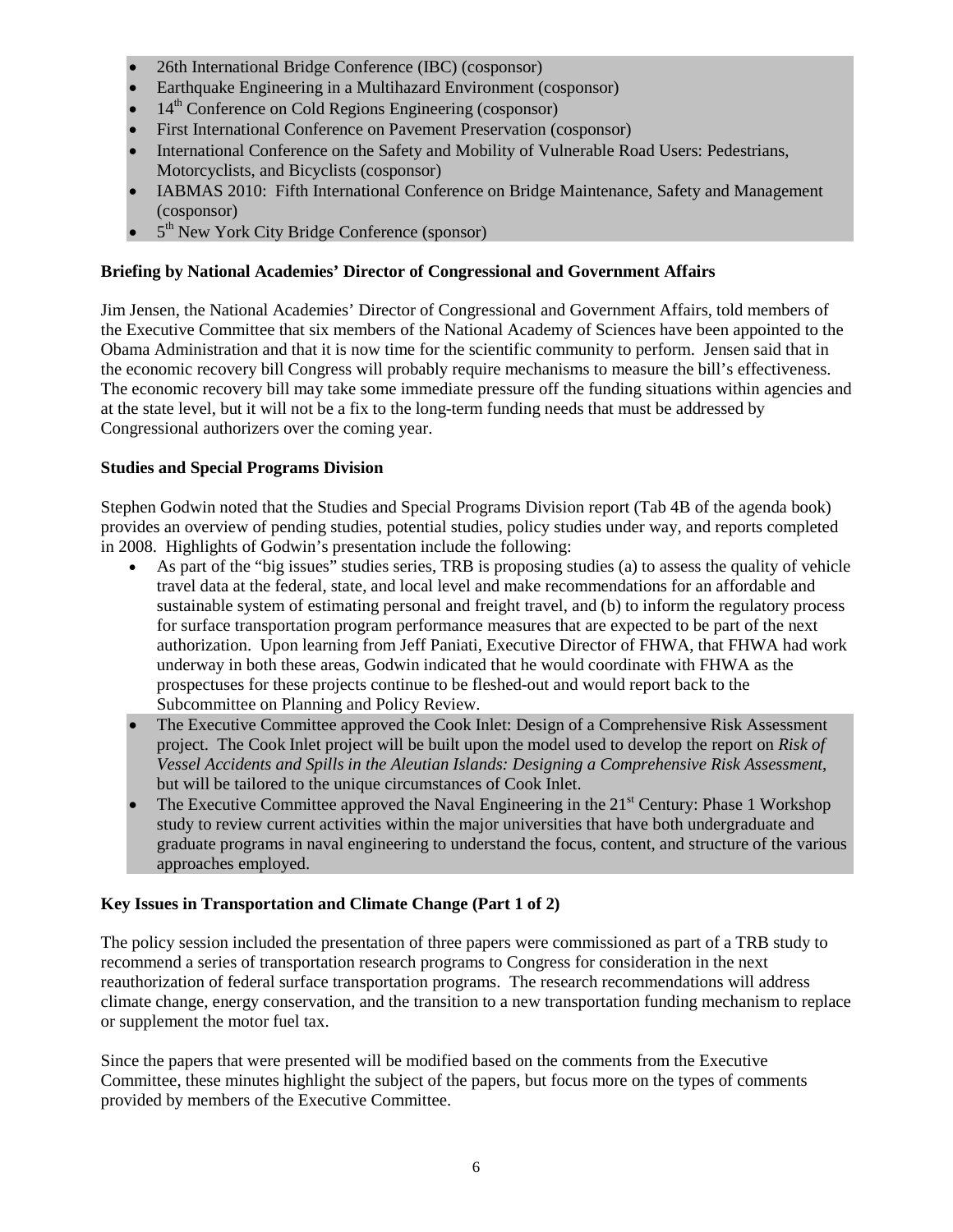- 26th International Bridge Conference (IBC) (cosponsor)
- Earthquake Engineering in a Multihazard Environment (cosponsor)
- 14th Conference on Cold Regions Engineering (cosponsor)
- First International Conference on Pavement Preservation (cosponsor)
- International Conference on the Safety and Mobility of Vulnerable Road Users: Pedestrians, Motorcyclists, and Bicyclists (cosponsor)
- IABMAS 2010: Fifth International Conference on Bridge Maintenance, Safety and Management (cosponsor)
- 5th New York City Bridge Conference (sponsor)

**Briefing by National Academies' Director of Congressional and Government Affairs**

Jim Jensen, the National Academies' Director of Congressional and Government Affairs, told members of the Executive Committee that six members of the National Academy of Sciences have been appointed to the Obama Administration and that it is now time for the scientific community to perform. Jensen said that in the economic recovery bill Congress will probably require mechanisms to measure the bill's effectiveness. The economic recovery bill may take some immediate pressure off the funding situations within agencies and at the state level, but it will not be a fix to the long-term funding needs that must be addressed by Congressional authorizers over the coming year.

**Studies and Special Programs Division**

Stephen Godwin noted that the Studies and Special Programs Division report (Tab 4B of the agenda book) provides an overview of pending studies, potential studies, policy studies under way, and reports completed in 2008. Highlights of Godwin's presentation include the following:

- As part of the "big issues" studies series, TRB is proposing studies (a) to assess the quality of vehicle travel data at the federal, state, and local level and make recommendations for an affordable and sustainable system of estimating personal and freight travel, and (b) to inform the regulatory process for surface transportation program performance measures that are expected to be part of the next authorization. Upon learning from Jeff Paniati, Executive Director of FHWA, that FHWA had work underway in both these areas, Godwin indicated that he would coordinate with FHWA as the prospectuses for these projects continue to be fleshed-out and would report back to the Subcommittee on Planning and Policy Review.
- The Executive Committee approved the Cook Inlet: Design of a Comprehensive Risk Assessment project. The Cook Inlet project will be built upon the model used to develop the report on *Risk of Vessel Accidents and Spills in the Aleutian Islands: Designing a Comprehensive Risk Assessment*, but will be tailored to the unique circumstances of Cook Inlet.
- The Executive Committee approved the Naval Engineering in the 21st Century: Phase 1 Workshop study to review current activities within the major universities that have both undergraduate and graduate programs in naval engineering to understand the focus, content, and structure of the various approaches employed.

**Key Issues in Transportation and Climate Change (Part 1 of 2)**

The policy session included the presentation of three papers were commissioned as part of a TRB study to recommend a series of transportation research programs to Congress for consideration in the next reauthorization of federal surface transportation programs. The research recommendations will address climate change, energy conservation, and the transition to a new transportation funding mechanism to replace or supplement the motor fuel tax.

Since the papers that were presented will be modified based on the comments from the Executive Committee, these minutes highlight the subject of the papers, but focus more on the types of comments provided by members of the Executive Committee.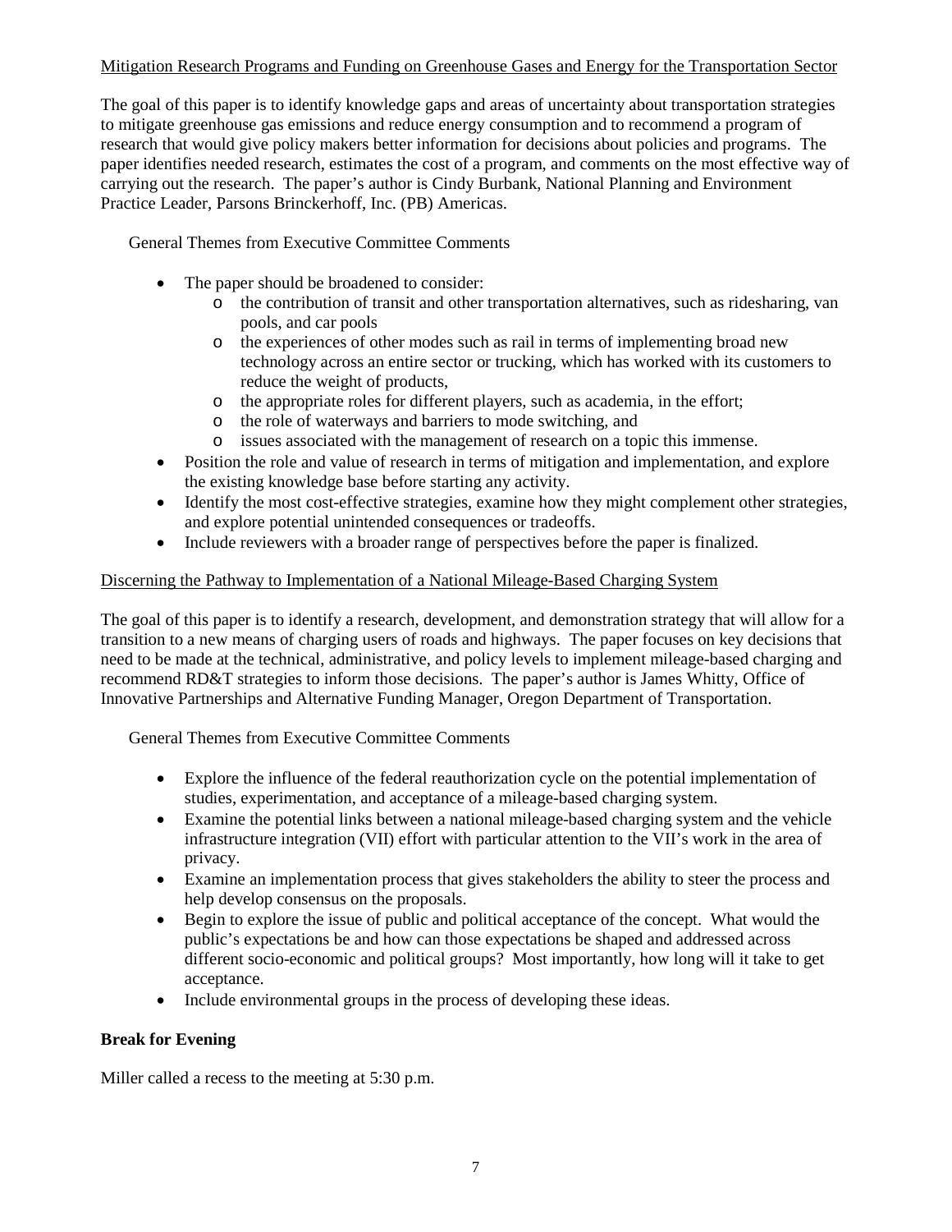Mitigation Research Programs and Funding on Greenhouse Gases and Energy for the Transportation Sector

The goal of this paper is to identify knowledge gaps and areas of uncertainty about transportation strategies to mitigate greenhouse gas emissions and reduce energy consumption and to recommend a program of research that would give policy makers better information for decisions about policies and programs. The paper identifies needed research, estimates the cost of a program, and comments on the most effective way of carrying out the research. The paper's author is Cindy Burbank, National Planning and Environment Practice Leader, Parsons Brinckerhoff, Inc. (PB) Americas.

General Themes from Executive Committee Comments

- The paper should be broadened to consider:
  - the contribution of transit and other transportation alternatives, such as ridesharing, van pools, and car pools
  - the experiences of other modes such as rail in terms of implementing broad new technology across an entire sector or trucking, which has worked with its customers to reduce the weight of products,
  - the appropriate roles for different players, such as academia, in the effort;
  - the role of waterways and barriers to mode switching, and
  - issues associated with the management of research on a topic this immense.
- Position the role and value of research in terms of mitigation and implementation, and explore the existing knowledge base before starting any activity.
- Identify the most cost-effective strategies, examine how they might complement other strategies, and explore potential unintended consequences or tradeoffs.
- Include reviewers with a broader range of perspectives before the paper is finalized.

Discerning the Pathway to Implementation of a National Mileage-Based Charging System

The goal of this paper is to identify a research, development, and demonstration strategy that will allow for a transition to a new means of charging users of roads and highways. The paper focuses on key decisions that need to be made at the technical, administrative, and policy levels to implement mileage-based charging and recommend RD&T strategies to inform those decisions. The paper's author is James Whitty, Office of Innovative Partnerships and Alternative Funding Manager, Oregon Department of Transportation.

General Themes from Executive Committee Comments

- Explore the influence of the federal reauthorization cycle on the potential implementation of studies, experimentation, and acceptance of a mileage-based charging system.
- Examine the potential links between a national mileage-based charging system and the vehicle infrastructure integration (VII) effort with particular attention to the VII's work in the area of privacy.
- Examine an implementation process that gives stakeholders the ability to steer the process and help develop consensus on the proposals.
- Begin to explore the issue of public and political acceptance of the concept. What would the public's expectations be and how can those expectations be shaped and addressed across different socio-economic and political groups? Most importantly, how long will it take to get acceptance.
- Include environmental groups in the process of developing these ideas.

**Break for Evening**

Miller called a recess to the meeting at 5:30 p.m.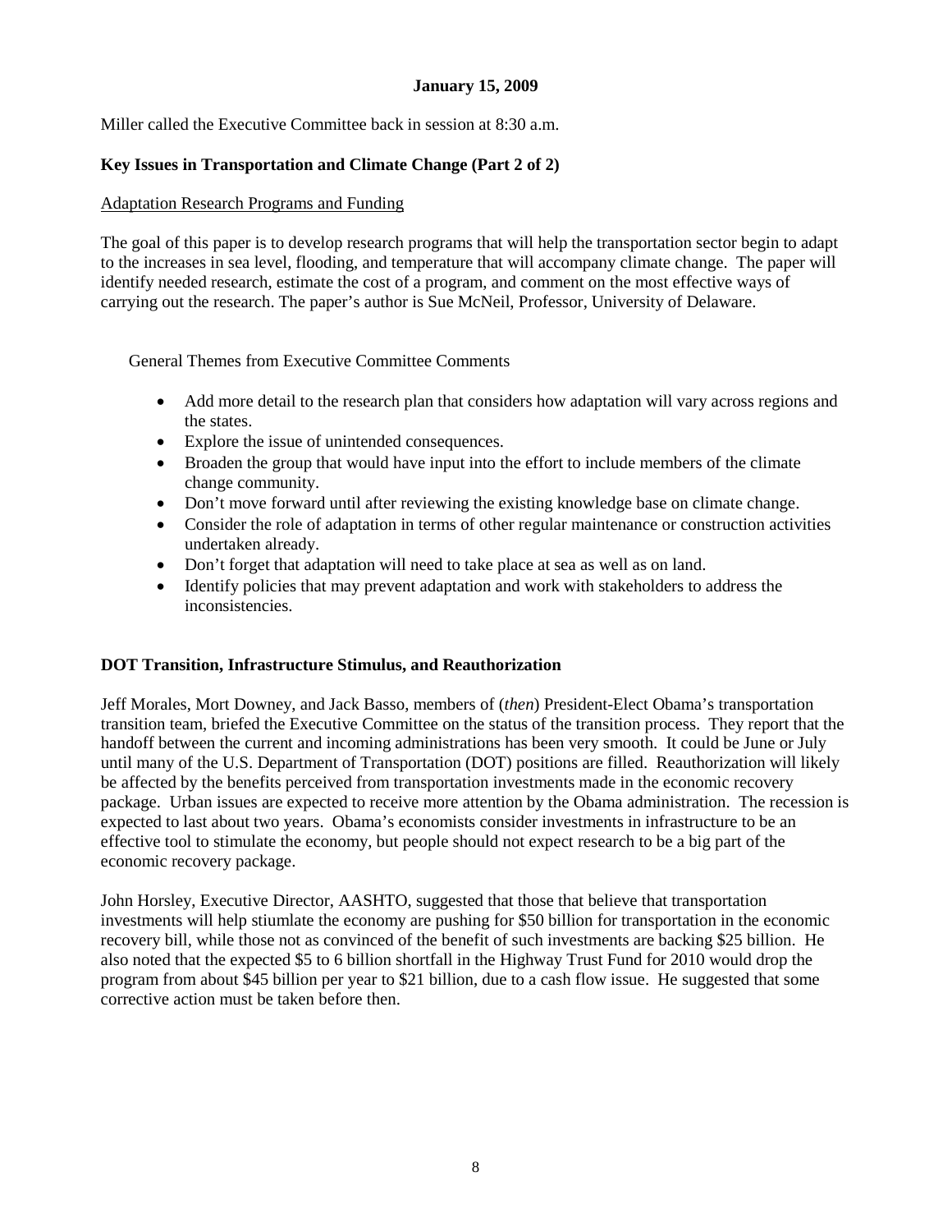**January 15, 2009**

Miller called the Executive Committee back in session at 8:30 a.m.

**Key Issues in Transportation and Climate Change (Part 2 of 2)**

Adaptation Research Programs and Funding

The goal of this paper is to develop research programs that will help the transportation sector begin to adapt to the increases in sea level, flooding, and temperature that will accompany climate change. The paper will identify needed research, estimate the cost of a program, and comment on the most effective ways of carrying out the research. The paper's author is Sue McNeil, Professor, University of Delaware.

General Themes from Executive Committee Comments

- Add more detail to the research plan that considers how adaptation will vary across regions and the states.
- Explore the issue of unintended consequences.
- Broaden the group that would have input into the effort to include members of the climate change community.
- Don't move forward until after reviewing the existing knowledge base on climate change.
- Consider the role of adaptation in terms of other regular maintenance or construction activities undertaken already.
- Don't forget that adaptation will need to take place at sea as well as on land.
- Identify policies that may prevent adaptation and work with stakeholders to address the inconsistencies.

**DOT Transition, Infrastructure Stimulus, and Reauthorization**

Jeff Morales, Mort Downey, and Jack Basso, members of (*then*) President-Elect Obama's transportation transition team, briefed the Executive Committee on the status of the transition process. They report that the handoff between the current and incoming administrations has been very smooth. It could be June or July until many of the U.S. Department of Transportation (DOT) positions are filled. Reauthorization will likely be affected by the benefits perceived from transportation investments made in the economic recovery package. Urban issues are expected to receive more attention by the Obama administration. The recession is expected to last about two years. Obama's economists consider investments in infrastructure to be an effective tool to stimulate the economy, but people should not expect research to be a big part of the economic recovery package.

John Horsley, Executive Director, AASHTO, suggested that those that believe that transportation investments will help stiumlate the economy are pushing for $50 billion for transportation in the economic recovery bill, while those not as convinced of the benefit of such investments are backing $25 billion. He also noted that the expected $5 to 6 billion shortfall in the Highway Trust Fund for 2010 would drop the program from about $45 billion per year to $21 billion, due to a cash flow issue. He suggested that some corrective action must be taken before then.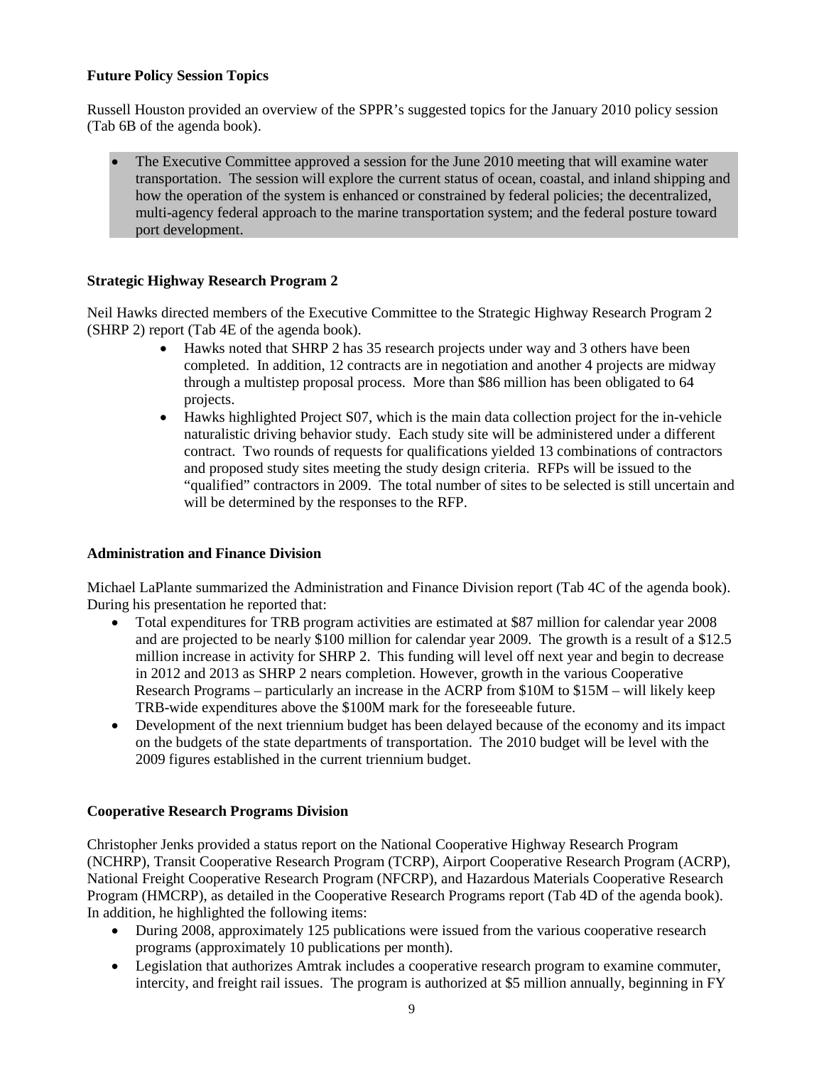**Future Policy Session Topics**

Russell Houston provided an overview of the SPPR's suggested topics for the January 2010 policy session (Tab 6B of the agenda book).

- The Executive Committee approved a session for the June 2010 meeting that will examine water transportation. The session will explore the current status of ocean, coastal, and inland shipping and how the operation of the system is enhanced or constrained by federal policies; the decentralized, multi-agency federal approach to the marine transportation system; and the federal posture toward port development.

**Strategic Highway Research Program 2**

Neil Hawks directed members of the Executive Committee to the Strategic Highway Research Program 2 (SHRP 2) report (Tab 4E of the agenda book).

- Hawks noted that SHRP 2 has 35 research projects under way and 3 others have been completed. In addition, 12 contracts are in negotiation and another 4 projects are midway through a multistep proposal process. More than $86 million has been obligated to 64 projects.
- Hawks highlighted Project S07, which is the main data collection project for the in-vehicle naturalistic driving behavior study. Each study site will be administered under a different contract. Two rounds of requests for qualifications yielded 13 combinations of contractors and proposed study sites meeting the study design criteria. RFPs will be issued to the "qualified" contractors in 2009. The total number of sites to be selected is still uncertain and will be determined by the responses to the RFP.

**Administration and Finance Division**

Michael LaPlante summarized the Administration and Finance Division report (Tab 4C of the agenda book). During his presentation he reported that:

- Total expenditures for TRB program activities are estimated at $87 million for calendar year 2008 and are projected to be nearly $100 million for calendar year 2009. The growth is a result of a $12.5 million increase in activity for SHRP 2. This funding will level off next year and begin to decrease in 2012 and 2013 as SHRP 2 nears completion. However, growth in the various Cooperative Research Programs – particularly an increase in the ACRP from $10M to $15M – will likely keep TRB-wide expenditures above the $100M mark for the foreseeable future.
- Development of the next triennium budget has been delayed because of the economy and its impact on the budgets of the state departments of transportation. The 2010 budget will be level with the 2009 figures established in the current triennium budget.

**Cooperative Research Programs Division**

Christopher Jenks provided a status report on the National Cooperative Highway Research Program (NCHRP), Transit Cooperative Research Program (TCRP), Airport Cooperative Research Program (ACRP), National Freight Cooperative Research Program (NFCRP), and Hazardous Materials Cooperative Research Program (HMCRP), as detailed in the Cooperative Research Programs report (Tab 4D of the agenda book). In addition, he highlighted the following items:

- During 2008, approximately 125 publications were issued from the various cooperative research programs (approximately 10 publications per month).
- Legislation that authorizes Amtrak includes a cooperative research program to examine commuter, intercity, and freight rail issues. The program is authorized at $5 million annually, beginning in FY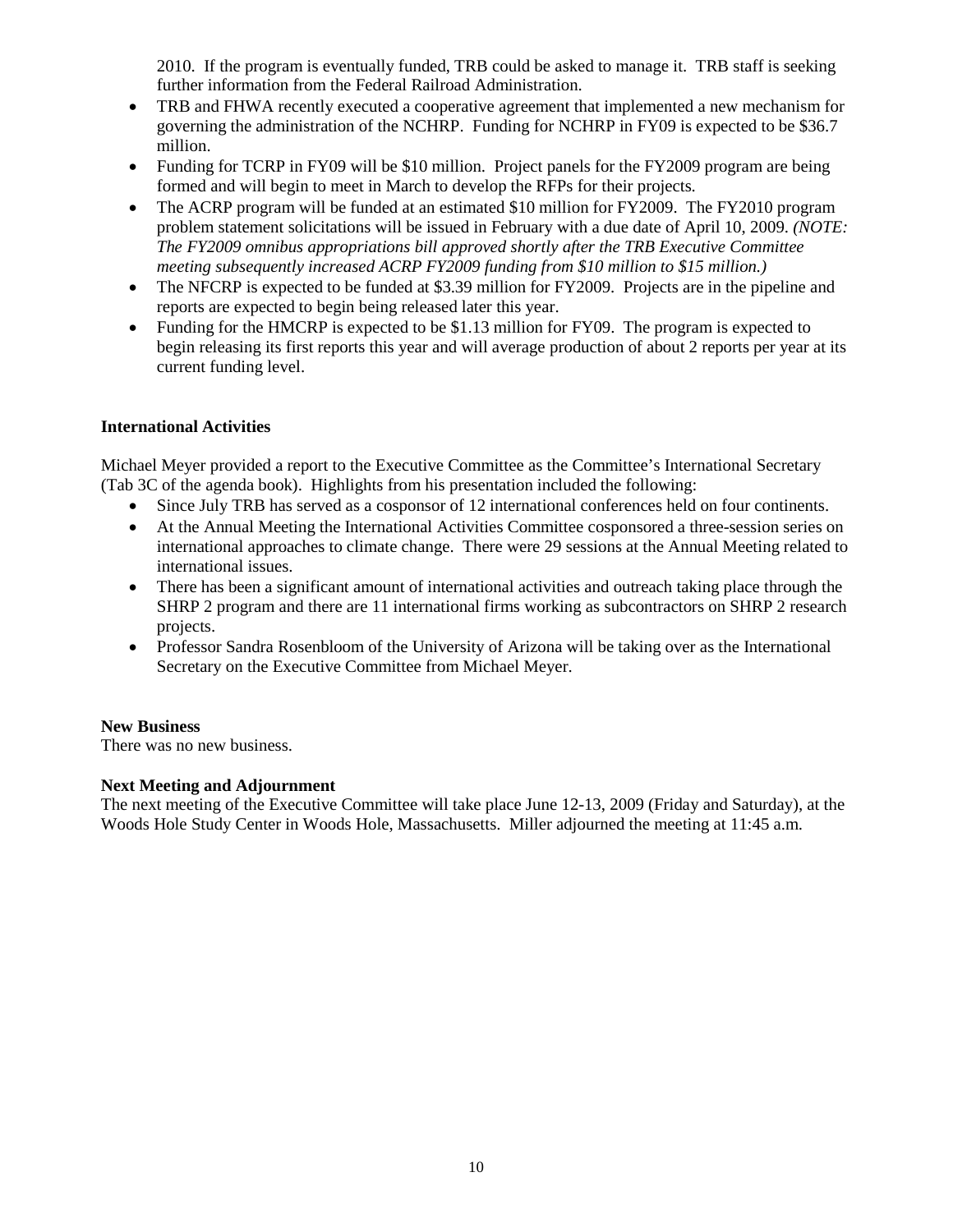2010. If the program is eventually funded, TRB could be asked to manage it. TRB staff is seeking further information from the Federal Railroad Administration.

- TRB and FHWA recently executed a cooperative agreement that implemented a new mechanism for governing the administration of the NCHRP. Funding for NCHRP in FY09 is expected to be $36.7 million.
- Funding for TCRP in FY09 will be $10 million. Project panels for the FY2009 program are being formed and will begin to meet in March to develop the RFPs for their projects.
- The ACRP program will be funded at an estimated $10 million for FY2009. The FY2010 program problem statement solicitations will be issued in February with a due date of April 10, 2009. *(NOTE: The FY2009 omnibus appropriations bill approved shortly after the TRB Executive Committee meeting subsequently increased ACRP FY2009 funding from $10 million to $15 million.)*
- The NFCRP is expected to be funded at $3.39 million for FY2009. Projects are in the pipeline and reports are expected to begin being released later this year.
- Funding for the HMCRP is expected to be $1.13 million for FY09. The program is expected to begin releasing its first reports this year and will average production of about 2 reports per year at its current funding level.

**International Activities**

Michael Meyer provided a report to the Executive Committee as the Committee's International Secretary (Tab 3C of the agenda book). Highlights from his presentation included the following:

- Since July TRB has served as a cosponsor of 12 international conferences held on four continents.
- At the Annual Meeting the International Activities Committee cosponsored a three-session series on international approaches to climate change. There were 29 sessions at the Annual Meeting related to international issues.
- There has been a significant amount of international activities and outreach taking place through the SHRP 2 program and there are 11 international firms working as subcontractors on SHRP 2 research projects.
- Professor Sandra Rosenbloom of the University of Arizona will be taking over as the International Secretary on the Executive Committee from Michael Meyer.

**New Business**

There was no new business.

**Next Meeting and Adjournment**

The next meeting of the Executive Committee will take place June 12-13, 2009 (Friday and Saturday), at the Woods Hole Study Center in Woods Hole, Massachusetts. Miller adjourned the meeting at 11:45 a.m.